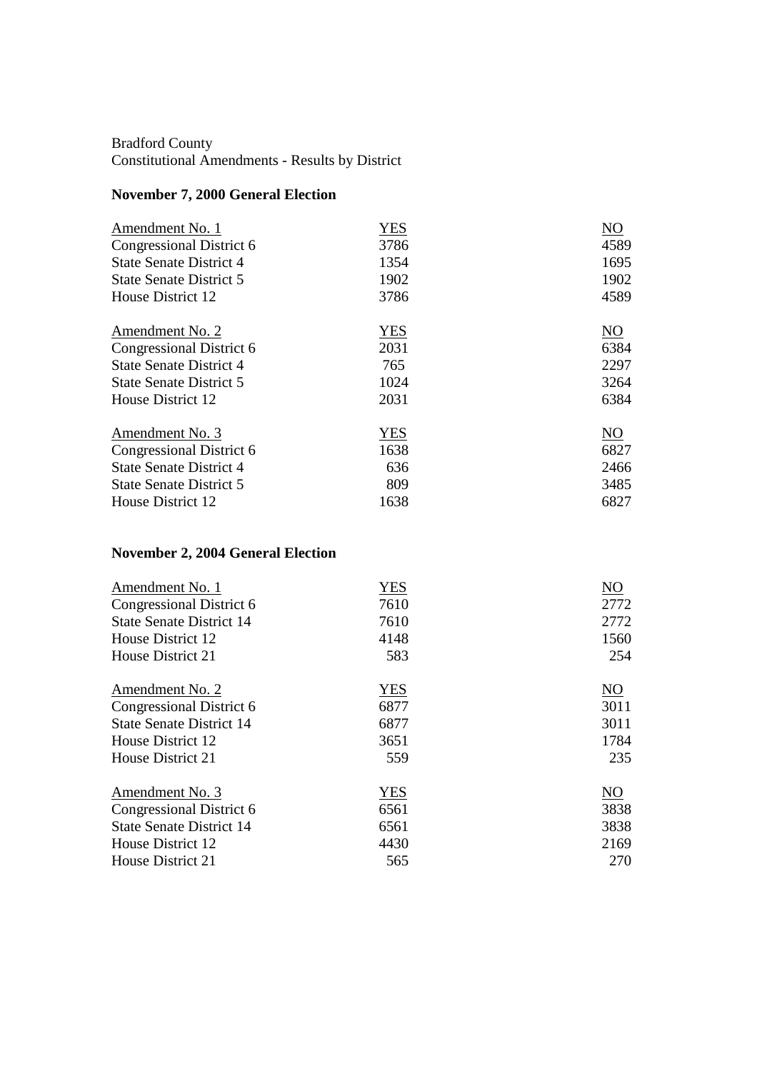Bradford County
Constitutional Amendments - Results by District

**November 7, 2000 General Election**

| Amendment No. 1 | YES | NO |
|---|---|---|
| Congressional District 6 | 3786 | 4589 |
| State Senate District 4 | 1354 | 1695 |
| State Senate District 5 | 1902 | 1902 |
| House District 12 | 3786 | 4589 |

| Amendment No. 2 | YES | NO |
|---|---|---|
| Congressional District 6 | 2031 | 6384 |
| State Senate District 4 | 765 | 2297 |
| State Senate District 5 | 1024 | 3264 |
| House District 12 | 2031 | 6384 |

| Amendment No. 3 | YES | NO |
|---|---|---|
| Congressional District 6 | 1638 | 6827 |
| State Senate District 4 | 636 | 2466 |
| State Senate District 5 | 809 | 3485 |
| House District 12 | 1638 | 6827 |

**November 2, 2004 General Election**

| Amendment No. 1 | YES | NO |
|---|---|---|
| Congressional District 6 | 7610 | 2772 |
| State Senate District 14 | 7610 | 2772 |
| House District 12 | 4148 | 1560 |
| House District 21 | 583 | 254 |

| Amendment No. 2 | YES | NO |
|---|---|---|
| Congressional District 6 | 6877 | 3011 |
| State Senate District 14 | 6877 | 3011 |
| House District 12 | 3651 | 1784 |
| House District 21 | 559 | 235 |

| Amendment No. 3 | YES | NO |
|---|---|---|
| Congressional District 6 | 6561 | 3838 |
| State Senate District 14 | 6561 | 3838 |
| House District 12 | 4430 | 2169 |
| House District 21 | 565 | 270 |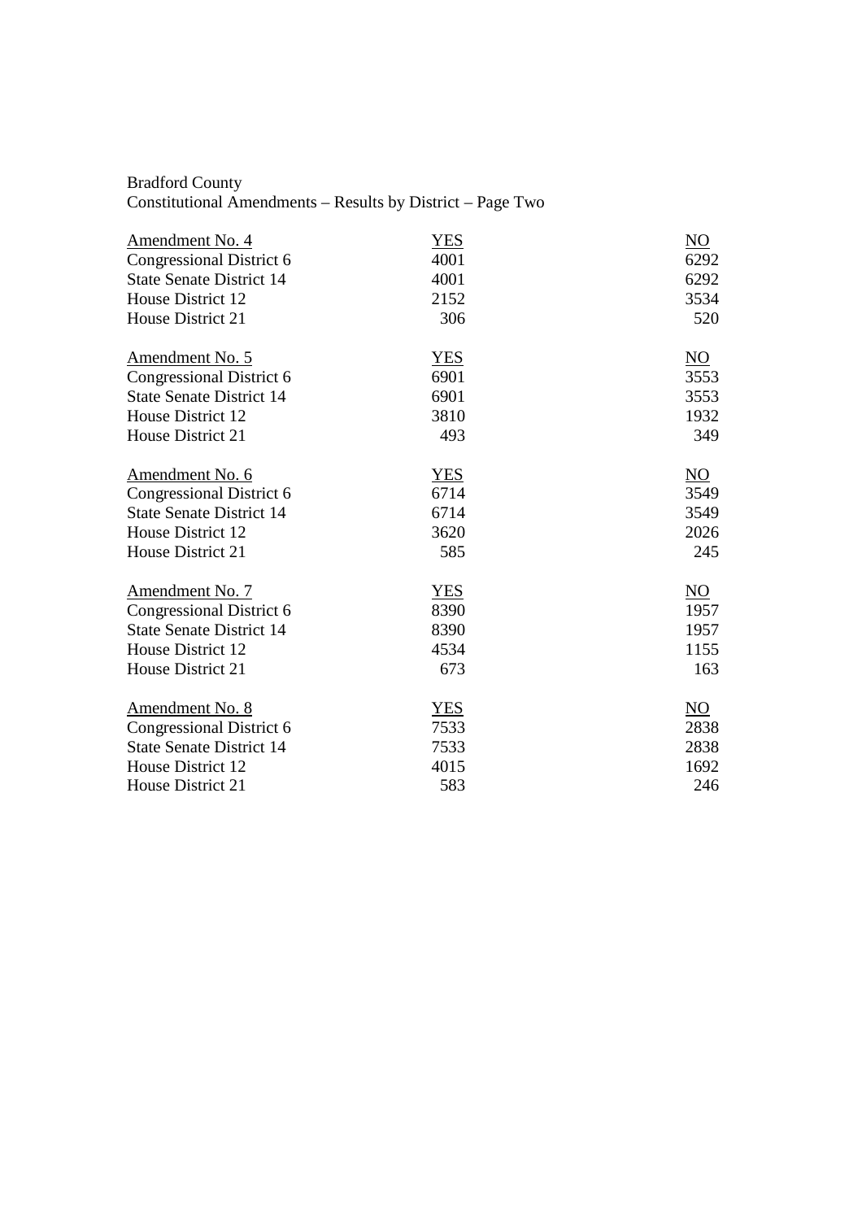Bradford County
Constitutional Amendments – Results by District – Page Two

| Amendment No. 4 | YES | NO |
| --- | --- | --- |
| Congressional District 6 | 4001 | 6292 |
| State Senate District 14 | 4001 | 6292 |
| House District 12 | 2152 | 3534 |
| House District 21 | 306 | 520 |

| Amendment No. 5 | YES | NO |
| --- | --- | --- |
| Congressional District 6 | 6901 | 3553 |
| State Senate District 14 | 6901 | 3553 |
| House District 12 | 3810 | 1932 |
| House District 21 | 493 | 349 |

| Amendment No. 6 | YES | NO |
| --- | --- | --- |
| Congressional District 6 | 6714 | 3549 |
| State Senate District 14 | 6714 | 3549 |
| House District 12 | 3620 | 2026 |
| House District 21 | 585 | 245 |

| Amendment No. 7 | YES | NO |
| --- | --- | --- |
| Congressional District 6 | 8390 | 1957 |
| State Senate District 14 | 8390 | 1957 |
| House District 12 | 4534 | 1155 |
| House District 21 | 673 | 163 |

| Amendment No. 8 | YES | NO |
| --- | --- | --- |
| Congressional District 6 | 7533 | 2838 |
| State Senate District 14 | 7533 | 2838 |
| House District 12 | 4015 | 1692 |
| House District 21 | 583 | 246 |